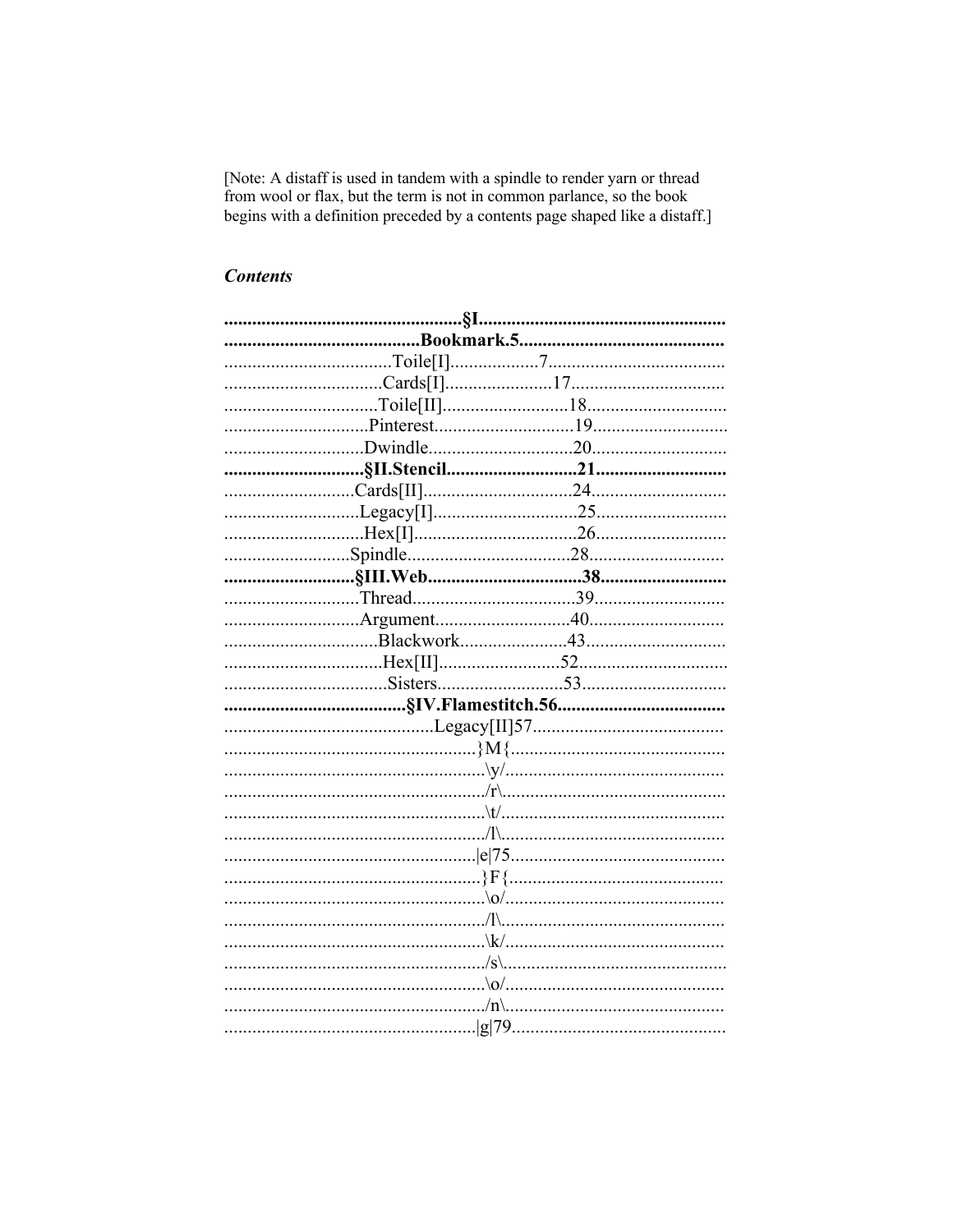[Note: A distaff is used in tandem with a spindle to render yarn or thread from wool or flax, but the term is not in common parlance, so the book begins with a definition preceded by a contents page shaped like a distaff.]

### *Contents*

**..................................................§I....................................................**

**.........................................Bookmark.5...........................................**

....................................Toile[I]..................7......................................

..................................Cards[I].......................17.................................

.................................Toile[II]...........................18..............................

..............................Pinterest..............................19............................

.............................Dwindle..............................20............................

**.............................§II.Stencil...........................21............................**

............................Cards[II]................................24............................

.............................Legacy[I]...............................25............................

..............................Hex[I]...................................26............................

...........................Spindle...................................28............................

**............................§III.Web................................38...........................**

.............................Thread...................................39............................

............................Argument.............................40............................

.................................Blackwork.......................43..............................

..................................Hex[II]..........................52................................

...................................Sisters...........................53...............................

**......................................§IV.Flamestitch.56...................................**

............................................Legacy[II]57........................................

.....................................................}M{.............................................

.......................................................\y/..............................................

......................................................./r\...............................................

.......................................................\t/...............................................

......................................................./l\...............................................

......................................................|e|75.............................................

......................................................}F{.............................................

.......................................................\o/..............................................

......................................................./l\...............................................

.......................................................\k/..............................................

......................................................./s\...............................................

.......................................................\o/..............................................

......................................................./n\..............................................

......................................................|g|79.............................................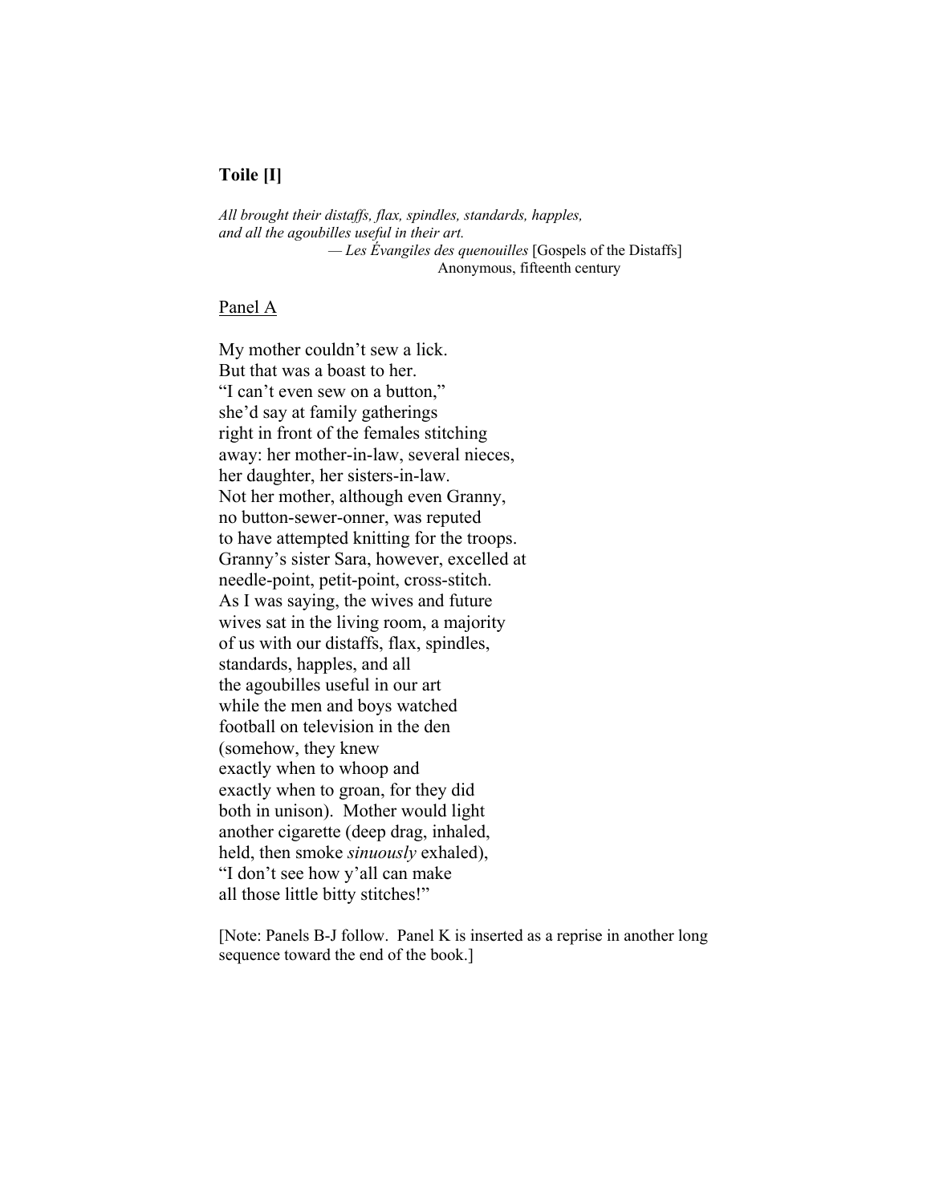## Toile [I]

*All brought their distaffs, flax, spindles, standards, happles,*
*and all the agoubilles useful in their art.*
— *Les Évangiles des quenouilles* [Gospels of the Distaffs]
Anonymous, fifteenth century

Panel A

My mother couldn't sew a lick.
But that was a boast to her.
"I can't even sew on a button,"
she'd say at family gatherings
right in front of the females stitching
away: her mother-in-law, several nieces,
her daughter, her sisters-in-law.
Not her mother, although even Granny,
no button-sewer-onner, was reputed
to have attempted knitting for the troops.
Granny's sister Sara, however, excelled at
needle-point, petit-point, cross-stitch.
As I was saying, the wives and future
wives sat in the living room, a majority
of us with our distaffs, flax, spindles,
standards, happles, and all
the agoubilles useful in our art
while the men and boys watched
football on television in the den
(somehow, they knew
exactly when to whoop and
exactly when to groan, for they did
both in unison). Mother would light
another cigarette (deep drag, inhaled,
held, then smoke *sinuously* exhaled),
"I don't see how y'all can make
all those little bitty stitches!"

[Note: Panels B-J follow. Panel K is inserted as a reprise in another long sequence toward the end of the book.]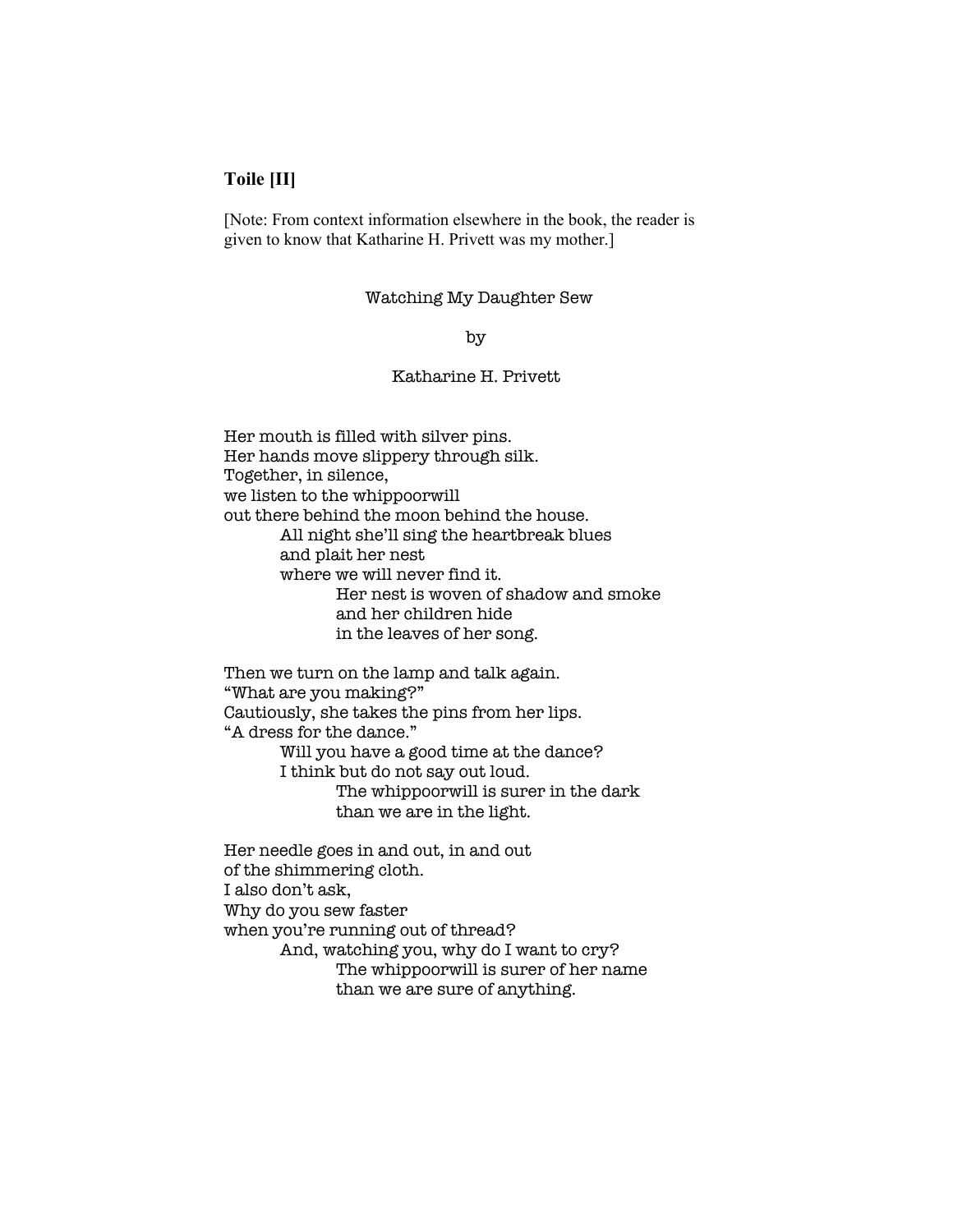## Toile [II]

[Note: From context information elsewhere in the book, the reader is given to know that Katharine H. Privett was my mother.]

Watching My Daughter Sew

by

Katharine H. Privett

Her mouth is filled with silver pins.  
Her hands move slippery through silk.  
Together, in silence,  
we listen to the whippoorwill  
out there behind the moon behind the house.  
        All night she'll sing the heartbreak blues  
        and plait her nest  
        where we will never find it.  
                Her nest is woven of shadow and smoke  
                and her children hide  
                in the leaves of her song.

Then we turn on the lamp and talk again.  
"What are you making?"  
Cautiously, she takes the pins from her lips.  
"A dress for the dance."  
        Will you have a good time at the dance?  
        I think but do not say out loud.  
                The whippoorwill is surer in the dark  
                than we are in the light.

Her needle goes in and out, in and out  
of the shimmering cloth.  
I also don't ask,  
Why do you sew faster  
when you're running out of thread?  
        And, watching you, why do I want to cry?  
                The whippoorwill is surer of her name  
                than we are sure of anything.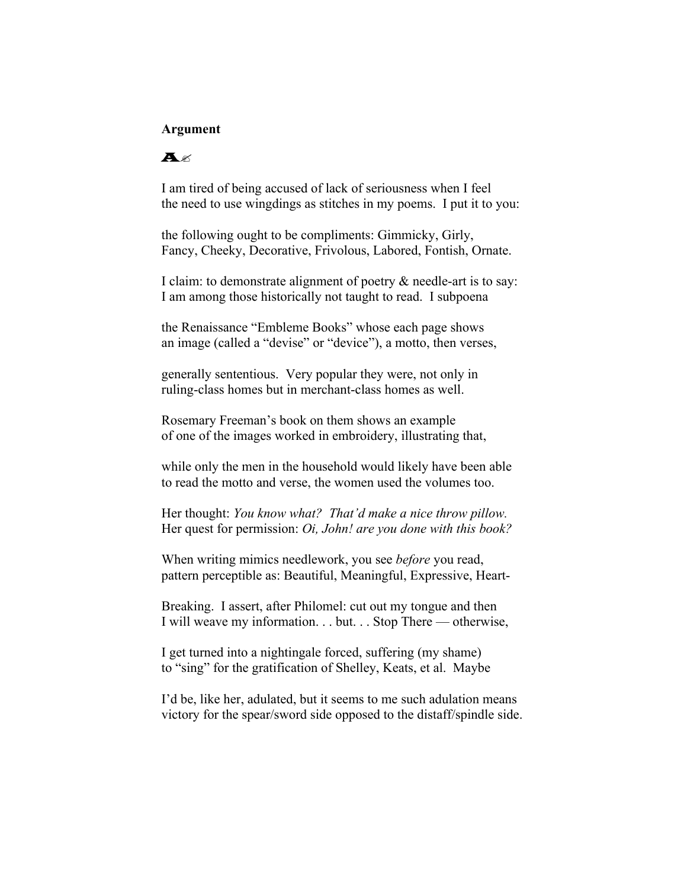**Argument**

A✍

I am tired of being accused of lack of seriousness when I feel
the need to use wingdings as stitches in my poems. I put it to you:

the following ought to be compliments: Gimmicky, Girly,
Fancy, Cheeky, Decorative, Frivolous, Labored, Fontish, Ornate.

I claim: to demonstrate alignment of poetry & needle-art is to say:
I am among those historically not taught to read. I subpoena

the Renaissance "Embleme Books" whose each page shows
an image (called a "devise" or "device"), a motto, then verses,

generally sententious. Very popular they were, not only in
ruling-class homes but in merchant-class homes as well.

Rosemary Freeman's book on them shows an example
of one of the images worked in embroidery, illustrating that,

while only the men in the household would likely have been able
to read the motto and verse, the women used the volumes too.

Her thought: *You know what? That'd make a nice throw pillow.*
Her quest for permission: *Oi, John! are you done with this book?*

When writing mimics needlework, you see *before* you read,
pattern perceptible as: Beautiful, Meaningful, Expressive, Heart-

Breaking. I assert, after Philomel: cut out my tongue and then
I will weave my information. . . but. . . Stop There — otherwise,

I get turned into a nightingale forced, suffering (my shame)
to "sing" for the gratification of Shelley, Keats, et al. Maybe

I'd be, like her, adulated, but it seems to me such adulation means
victory for the spear/sword side opposed to the distaff/spindle side.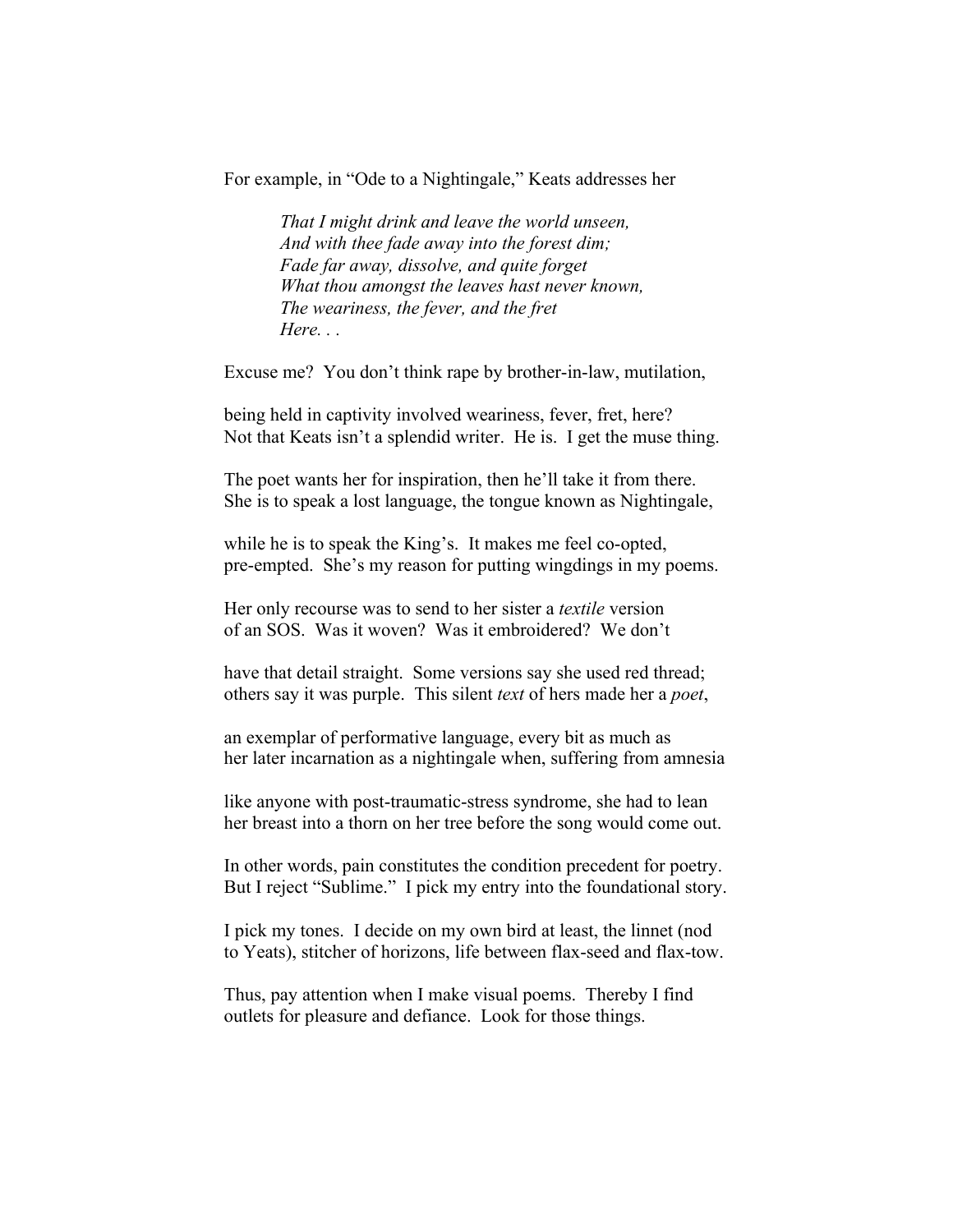For example, in "Ode to a Nightingale," Keats addresses her

> *That I might drink and leave the world unseen,*
> *And with thee fade away into the forest dim;*
> *Fade far away, dissolve, and quite forget*
> *What thou amongst the leaves hast never known,*
> *The weariness, the fever, and the fret*
> *Here. . .*

Excuse me? You don't think rape by brother-in-law, mutilation,

being held in captivity involved weariness, fever, fret, here?
Not that Keats isn't a splendid writer. He is. I get the muse thing.

The poet wants her for inspiration, then he'll take it from there.
She is to speak a lost language, the tongue known as Nightingale,

while he is to speak the King's. It makes me feel co-opted,
pre-empted. She's my reason for putting wingdings in my poems.

Her only recourse was to send to her sister a *textile* version
of an SOS. Was it woven? Was it embroidered? We don't

have that detail straight. Some versions say she used red thread;
others say it was purple. This silent *text* of hers made her a *poet*,

an exemplar of performative language, every bit as much as
her later incarnation as a nightingale when, suffering from amnesia

like anyone with post-traumatic-stress syndrome, she had to lean
her breast into a thorn on her tree before the song would come out.

In other words, pain constitutes the condition precedent for poetry.
But I reject "Sublime." I pick my entry into the foundational story.

I pick my tones. I decide on my own bird at least, the linnet (nod
to Yeats), stitcher of horizons, life between flax-seed and flax-tow.

Thus, pay attention when I make visual poems. Thereby I find
outlets for pleasure and defiance. Look for those things.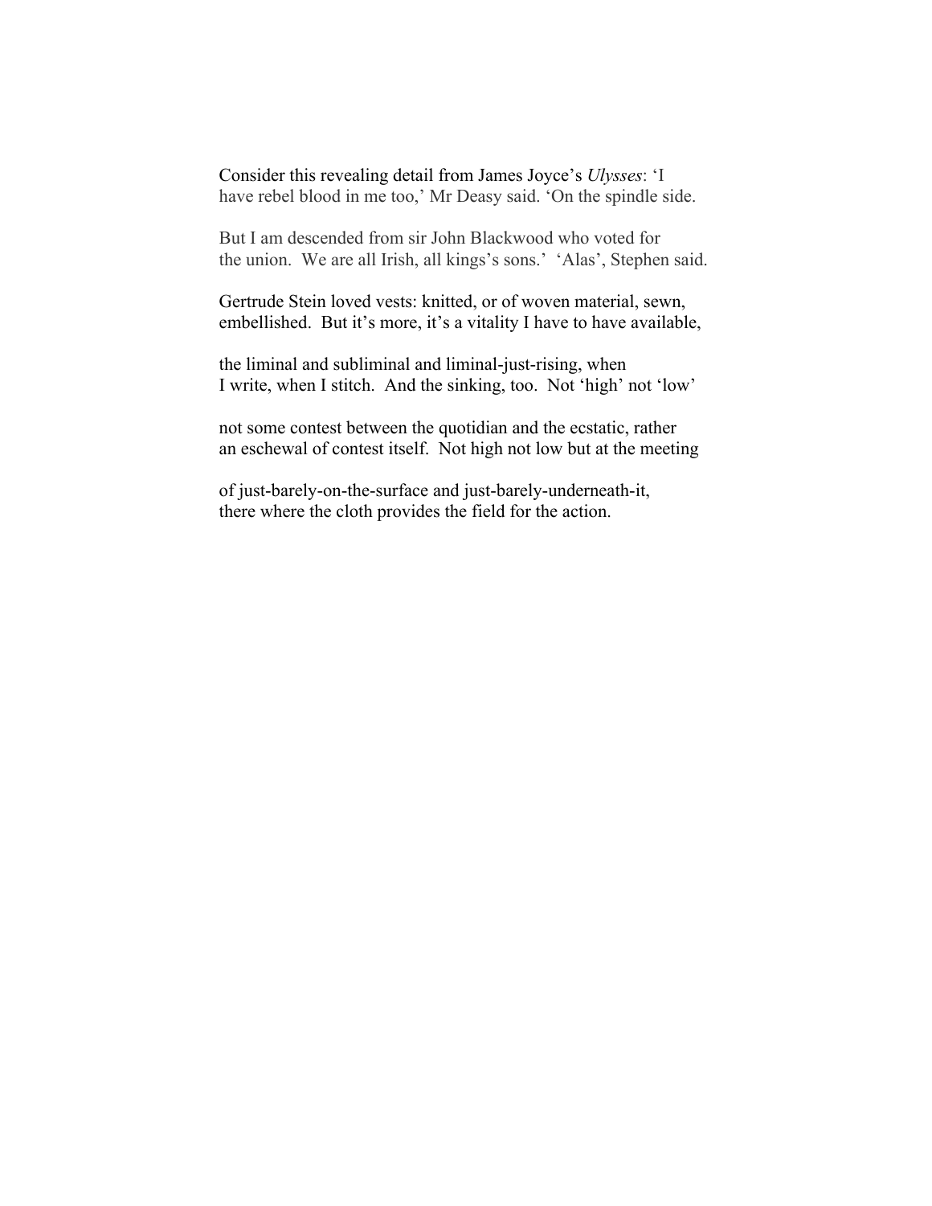Consider this revealing detail from James Joyce's *Ulysses*: 'I
have rebel blood in me too,' Mr Deasy said. 'On the spindle side.

But I am descended from sir John Blackwood who voted for
the union. We are all Irish, all kings's sons.' 'Alas', Stephen said.

Gertrude Stein loved vests: knitted, or of woven material, sewn,
embellished. But it's more, it's a vitality I have to have available,

the liminal and subliminal and liminal-just-rising, when
I write, when I stitch. And the sinking, too. Not 'high' not 'low'

not some contest between the quotidian and the ecstatic, rather
an eschewal of contest itself. Not high not low but at the meeting

of just-barely-on-the-surface and just-barely-underneath-it,
there where the cloth provides the field for the action.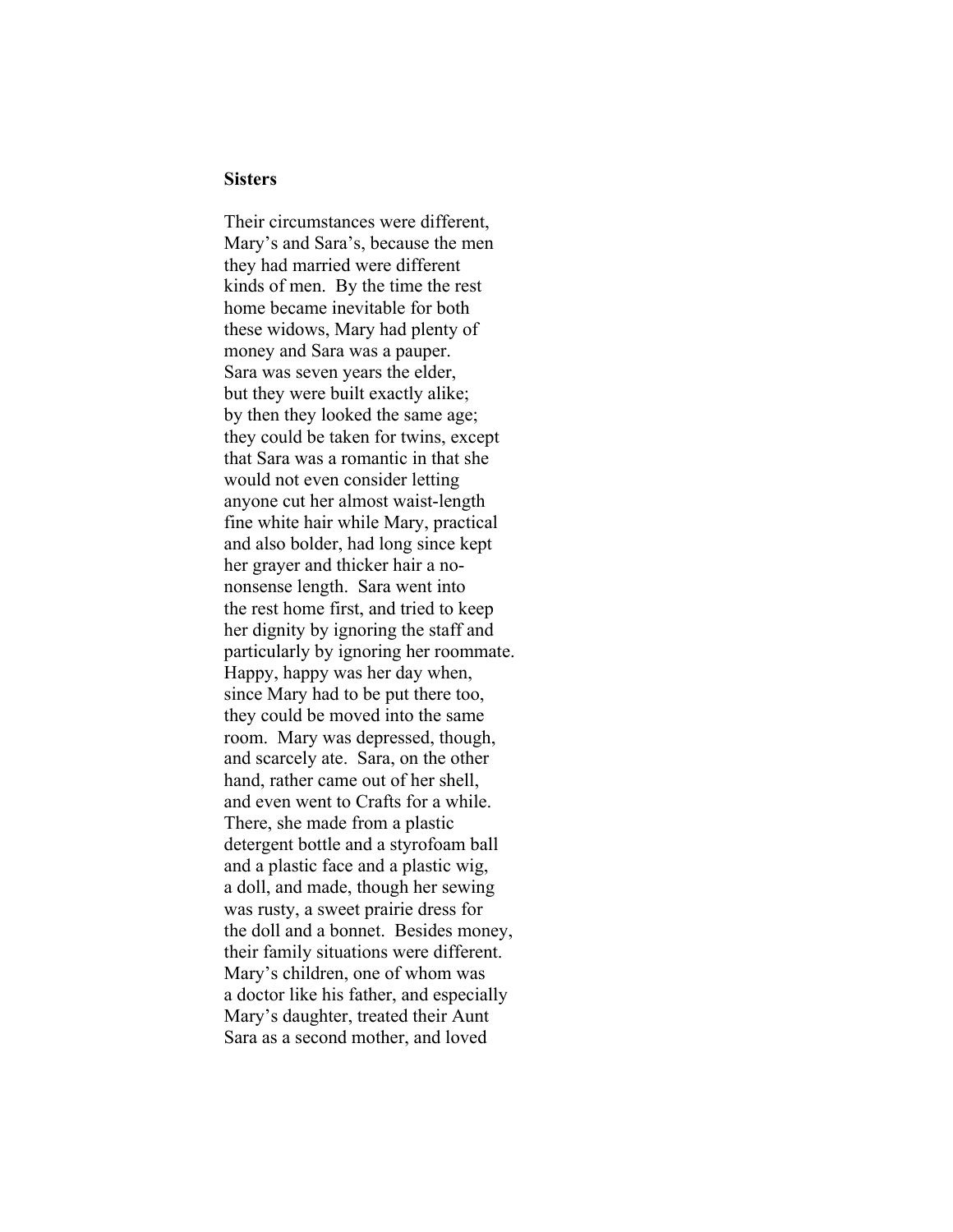**Sisters**

Their circumstances were different,
Mary's and Sara's, because the men
they had married were different
kinds of men. By the time the rest
home became inevitable for both
these widows, Mary had plenty of
money and Sara was a pauper.
Sara was seven years the elder,
but they were built exactly alike;
by then they looked the same age;
they could be taken for twins, except
that Sara was a romantic in that she
would not even consider letting
anyone cut her almost waist-length
fine white hair while Mary, practical
and also bolder, had long since kept
her grayer and thicker hair a no-
nonsense length. Sara went into
the rest home first, and tried to keep
her dignity by ignoring the staff and
particularly by ignoring her roommate.
Happy, happy was her day when,
since Mary had to be put there too,
they could be moved into the same
room. Mary was depressed, though,
and scarcely ate. Sara, on the other
hand, rather came out of her shell,
and even went to Crafts for a while.
There, she made from a plastic
detergent bottle and a styrofoam ball
and a plastic face and a plastic wig,
a doll, and made, though her sewing
was rusty, a sweet prairie dress for
the doll and a bonnet. Besides money,
their family situations were different.
Mary's children, one of whom was
a doctor like his father, and especially
Mary's daughter, treated their Aunt
Sara as a second mother, and loved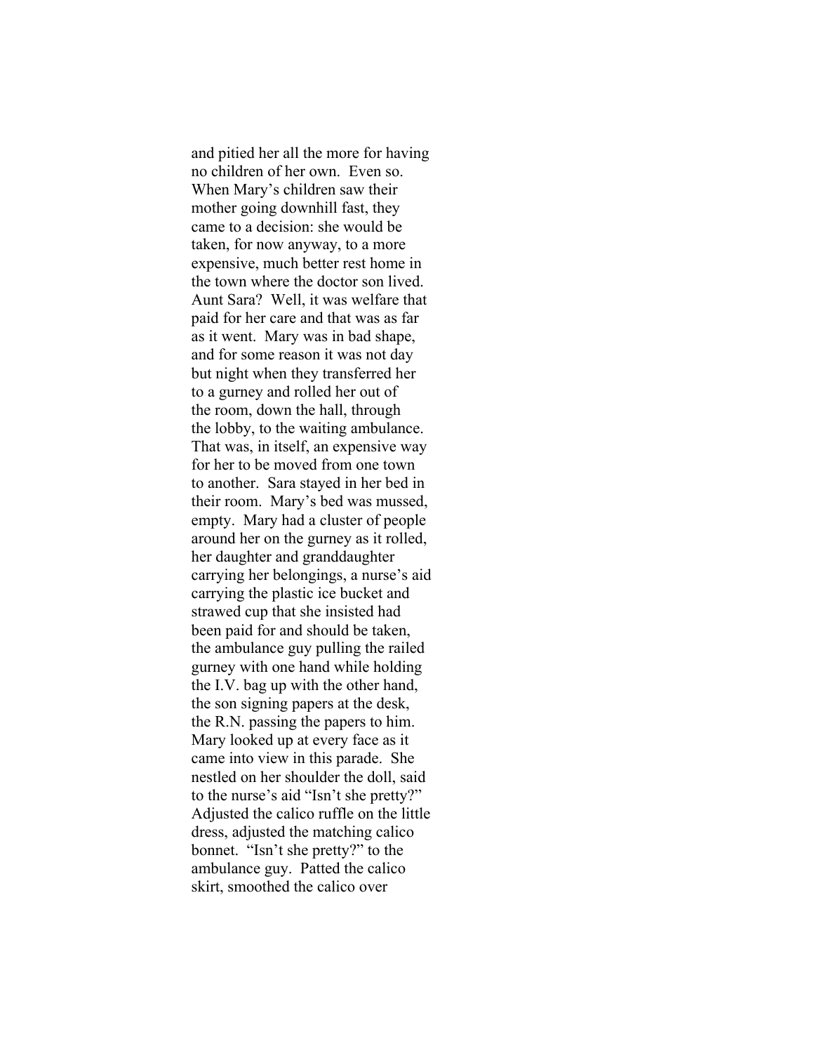and pitied her all the more for having no children of her own. Even so. When Mary's children saw their mother going downhill fast, they came to a decision: she would be taken, for now anyway, to a more expensive, much better rest home in the town where the doctor son lived. Aunt Sara? Well, it was welfare that paid for her care and that was as far as it went. Mary was in bad shape, and for some reason it was not day but night when they transferred her to a gurney and rolled her out of the room, down the hall, through the lobby, to the waiting ambulance. That was, in itself, an expensive way for her to be moved from one town to another. Sara stayed in her bed in their room. Mary's bed was mussed, empty. Mary had a cluster of people around her on the gurney as it rolled, her daughter and granddaughter carrying her belongings, a nurse's aid carrying the plastic ice bucket and strawed cup that she insisted had been paid for and should be taken, the ambulance guy pulling the railed gurney with one hand while holding the I.V. bag up with the other hand, the son signing papers at the desk, the R.N. passing the papers to him. Mary looked up at every face as it came into view in this parade. She nestled on her shoulder the doll, said to the nurse's aid "Isn't she pretty?" Adjusted the calico ruffle on the little dress, adjusted the matching calico bonnet. "Isn't she pretty?" to the ambulance guy. Patted the calico skirt, smoothed the calico over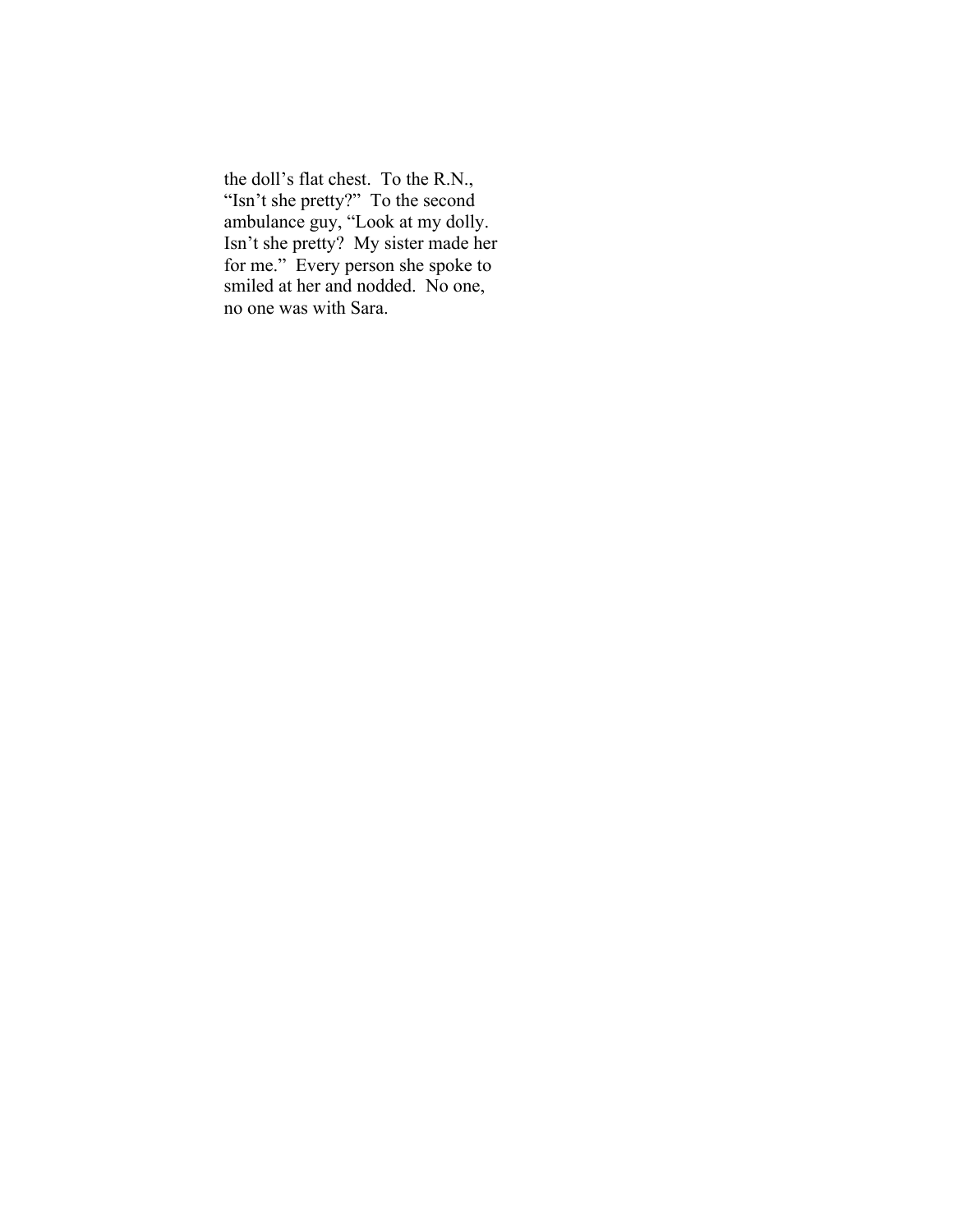the doll's flat chest. To the R.N., "Isn't she pretty?" To the second ambulance guy, "Look at my dolly. Isn't she pretty? My sister made her for me." Every person she spoke to smiled at her and nodded. No one, no one was with Sara.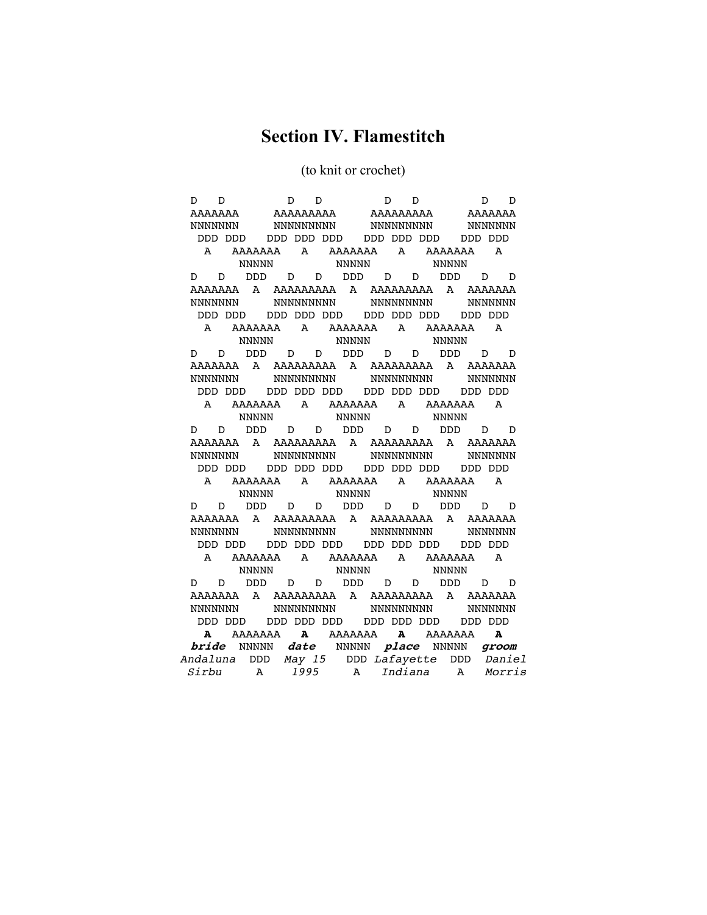# Section IV. Flamestitch

(to knit or crochet)

```
  D   D         D   D         D   D         D   D
  AAAAAAA     AAAAAAAAA     AAAAAAAAA     AAAAAAA
  NNNNNNN     NNNNNNNNN     NNNNNNNNN     NNNNNNN
   DDD DDD   DDD DDD DDD   DDD DDD DDD   DDD DDD
    A   AAAAAAA   A   AAAAAAA   A   AAAAAAA   A
         NNNNN         NNNNN         NNNNN
  D   D   DDD   D   D   DDD   D   D   DDD   D   D
  AAAAAAA  A  AAAAAAAAA  A  AAAAAAAAA  A  AAAAAAA
  NNNNNNN     NNNNNNNNN     NNNNNNNNN     NNNNNNN
   DDD DDD   DDD DDD DDD   DDD DDD DDD   DDD DDD
    A   AAAAAAA   A   AAAAAAA   A   AAAAAAA   A
         NNNNN         NNNNN         NNNNN
  D   D   DDD   D   D   DDD   D   D   DDD   D   D
  AAAAAAA  A  AAAAAAAAA  A  AAAAAAAAA  A  AAAAAAA
  NNNNNNN     NNNNNNNNN     NNNNNNNNN     NNNNNNN
   DDD DDD   DDD DDD DDD   DDD DDD DDD   DDD DDD
    A   AAAAAAA   A   AAAAAAA   A   AAAAAAA   A
         NNNNN         NNNNN         NNNNN
  D   D   DDD   D   D   DDD   D   D   DDD   D   D
  AAAAAAA  A  AAAAAAAAA  A  AAAAAAAAA  A  AAAAAAA
  NNNNNNN     NNNNNNNNN     NNNNNNNNN     NNNNNNN
   DDD DDD   DDD DDD DDD   DDD DDD DDD   DDD DDD
    A   AAAAAAA   A   AAAAAAA   A   AAAAAAA   A
         NNNNN         NNNNN         NNNNN
  D   D   DDD   D   D   DDD   D   D   DDD   D   D
  AAAAAAA  A  AAAAAAAAA  A  AAAAAAAAA  A  AAAAAAA
  NNNNNNN     NNNNNNNNN     NNNNNNNNN     NNNNNNN
   DDD DDD   DDD DDD DDD   DDD DDD DDD   DDD DDD
    A   AAAAAAA   A   AAAAAAA   A   AAAAAAA   A
         NNNNN         NNNNN         NNNNN
  D   D   DDD   D   D   DDD   D   D   DDD   D   D
  AAAAAAA  A  AAAAAAAAA  A  AAAAAAAAA  A  AAAAAAA
  NNNNNNN     NNNNNNNNN     NNNNNNNNN     NNNNNNN
   DDD DDD   DDD DDD DDD   DDD DDD DDD   DDD DDD
    A   AAAAAAA   A   AAAAAAA   A   AAAAAAA   A
  bride  NNNNN  date   NNNNN  place  NNNNN  groom
Andaluna  DDD  May 15   DDD Lafayette  DDD  Daniel
 Sirbu     A    1995     A   Indiana    A   Morris
```